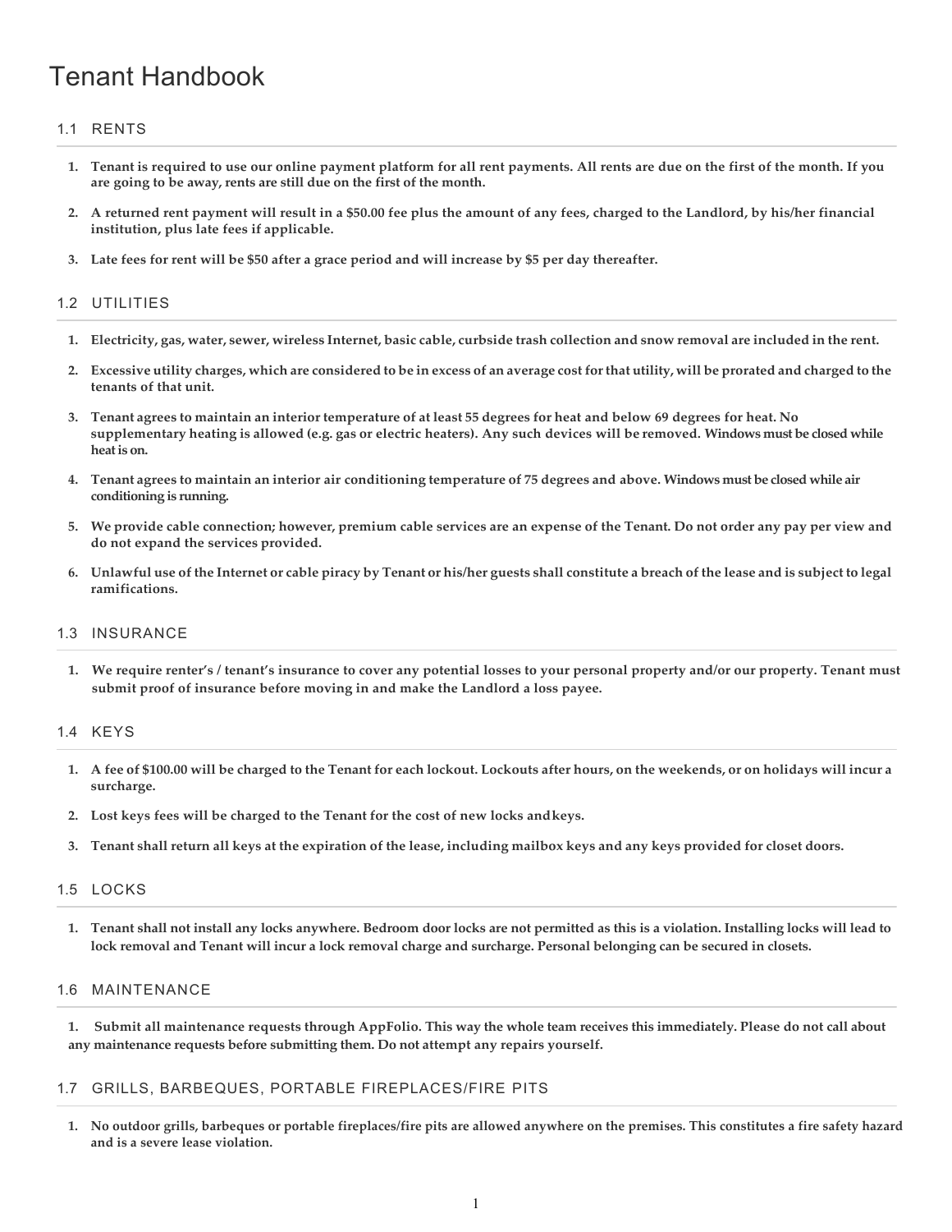# Tenant Handbook

## 1.1 RENTS

1. **Tenant is required to use our online payment platform for all rent payments. All rents are due on the first of the month. If you are going to be away, rents are still due on the first of the month.**
2. **A returned rent payment will result in a $50.00 fee plus the amount of any fees, charged to the Landlord, by his/her financial institution, plus late fees if applicable.**
3. **Late fees for rent will be $50 after a grace period and will increase by $5 per day thereafter.**

## 1.2 UTILITIES

1. **Electricity, gas, water, sewer, wireless Internet, basic cable, curbside trash collection and snow removal are included in the rent.**
2. **Excessive utility charges, which are considered to be in excess of an average cost for that utility, will be prorated and charged to the tenants of that unit.**
3. **Tenant agrees to maintain an interior temperature of at least 55 degrees for heat and below 69 degrees for heat. No supplementary heating is allowed (e.g. gas or electric heaters). Any such devices will be removed. Windows must be closed while heat is on.**
4. **Tenant agrees to maintain an interior air conditioning temperature of 75 degrees and above. Windows must be closed while air conditioning is running.**
5. **We provide cable connection; however, premium cable services are an expense of the Tenant. Do not order any pay per view and do not expand the services provided.**
6. **Unlawful use of the Internet or cable piracy by Tenant or his/her guests shall constitute a breach of the lease and is subject to legal ramifications.**

## 1.3 INSURANCE

1. **We require renter's / tenant's insurance to cover any potential losses to your personal property and/or our property. Tenant must submit proof of insurance before moving in and make the Landlord a loss payee.**

## 1.4 KEYS

1. **A fee of $100.00 will be charged to the Tenant for each lockout. Lockouts after hours, on the weekends, or on holidays will incur a surcharge.**
2. **Lost keys fees will be charged to the Tenant for the cost of new locks and keys.**
3. **Tenant shall return all keys at the expiration of the lease, including mailbox keys and any keys provided for closet doors.**

## 1.5 LOCKS

1. **Tenant shall not install any locks anywhere. Bedroom door locks are not permitted as this is a violation. Installing locks will lead to lock removal and Tenant will incur a lock removal charge and surcharge. Personal belonging can be secured in closets.**

## 1.6 MAINTENANCE

1. **Submit all maintenance requests through AppFolio. This way the whole team receives this immediately. Please do not call about any maintenance requests before submitting them. Do not attempt any repairs yourself.**

## 1.7 GRILLS, BARBEQUES, PORTABLE FIREPLACES/FIRE PITS

1. **No outdoor grills, barbeques or portable fireplaces/fire pits are allowed anywhere on the premises. This constitutes a fire safety hazard and is a severe lease violation.**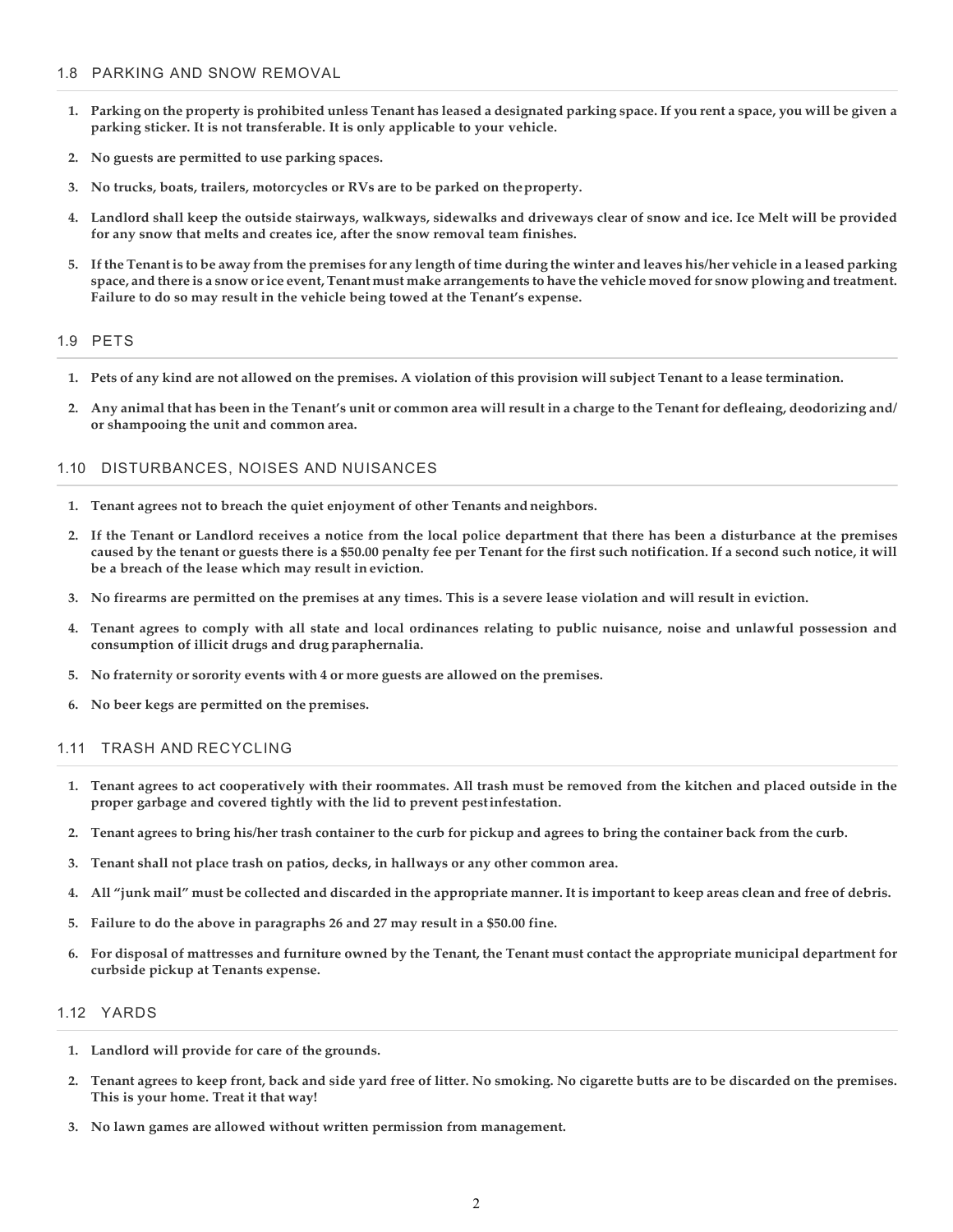## 1.8 PARKING AND SNOW REMOVAL

1. **Parking on the property is prohibited unless Tenant has leased a designated parking space. If you rent a space, you will be given a parking sticker. It is not transferable. It is only applicable to your vehicle.**
2. **No guests are permitted to use parking spaces.**
3. **No trucks, boats, trailers, motorcycles or RVs are to be parked on the property.**
4. **Landlord shall keep the outside stairways, walkways, sidewalks and driveways clear of snow and ice. Ice Melt will be provided for any snow that melts and creates ice, after the snow removal team finishes.**
5. **If the Tenant is to be away from the premises for any length of time during the winter and leaves his/her vehicle in a leased parking space, and there is a snow or ice event, Tenant must make arrangements to have the vehicle moved for snow plowing and treatment. Failure to do so may result in the vehicle being towed at the Tenant's expense.**

## 1.9 PETS

1. **Pets of any kind are not allowed on the premises. A violation of this provision will subject Tenant to a lease termination.**
2. **Any animal that has been in the Tenant's unit or common area will result in a charge to the Tenant for defleaing, deodorizing and/ or shampooing the unit and common area.**

## 1.10 DISTURBANCES, NOISES AND NUISANCES

1. **Tenant agrees not to breach the quiet enjoyment of other Tenants and neighbors.**
2. **If the Tenant or Landlord receives a notice from the local police department that there has been a disturbance at the premises caused by the tenant or guests there is a $50.00 penalty fee per Tenant for the first such notification. If a second such notice, it will be a breach of the lease which may result in eviction.**
3. **No firearms are permitted on the premises at any times. This is a severe lease violation and will result in eviction.**
4. **Tenant agrees to comply with all state and local ordinances relating to public nuisance, noise and unlawful possession and consumption of illicit drugs and drug paraphernalia.**
5. **No fraternity or sorority events with 4 or more guests are allowed on the premises.**
6. **No beer kegs are permitted on the premises.**

## 1.11 TRASH AND RECYCLING

1. **Tenant agrees to act cooperatively with their roommates. All trash must be removed from the kitchen and placed outside in the proper garbage and covered tightly with the lid to prevent pest infestation.**
2. **Tenant agrees to bring his/her trash container to the curb for pickup and agrees to bring the container back from the curb.**
3. **Tenant shall not place trash on patios, decks, in hallways or any other common area.**
4. **All "junk mail" must be collected and discarded in the appropriate manner. It is important to keep areas clean and free of debris.**
5. **Failure to do the above in paragraphs 26 and 27 may result in a $50.00 fine.**
6. **For disposal of mattresses and furniture owned by the Tenant, the Tenant must contact the appropriate municipal department for curbside pickup at Tenants expense.**

## 1.12 YARDS

1. **Landlord will provide for care of the grounds.**
2. **Tenant agrees to keep front, back and side yard free of litter. No smoking. No cigarette butts are to be discarded on the premises. This is your home. Treat it that way!**
3. **No lawn games are allowed without written permission from management.**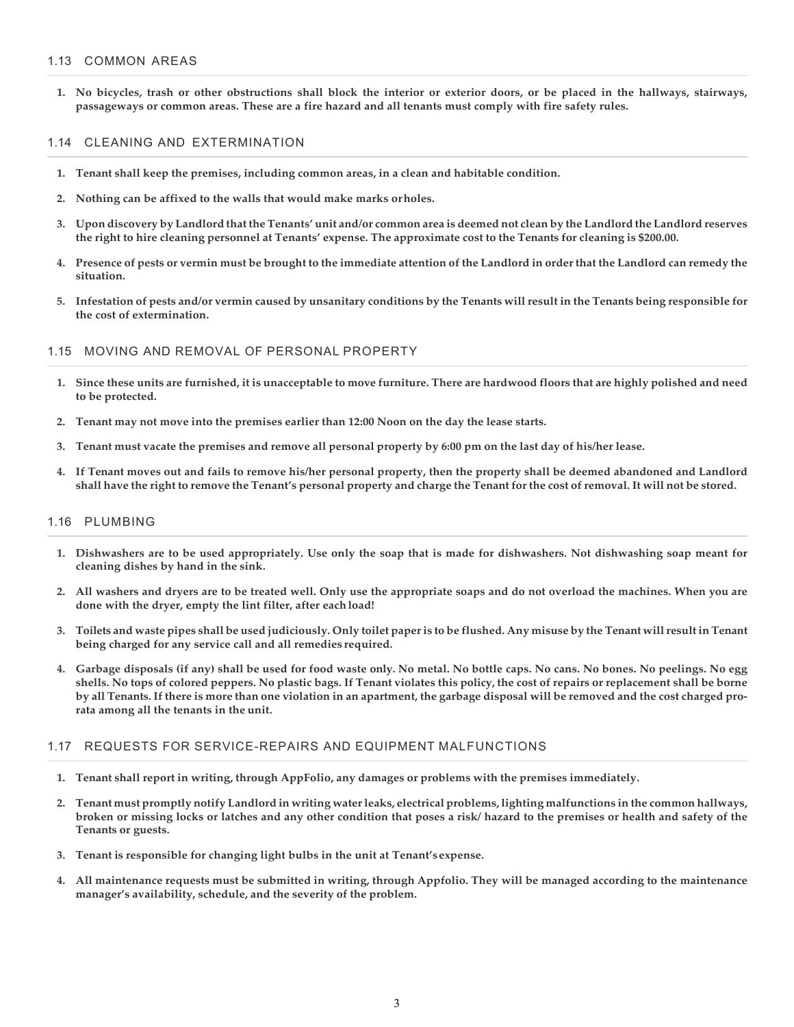## 1.13 COMMON AREAS

1. **No bicycles, trash or other obstructions shall block the interior or exterior doors, or be placed in the hallways, stairways, passageways or common areas. These are a fire hazard and all tenants must comply with fire safety rules.**

## 1.14 CLEANING AND EXTERMINATION

1. **Tenant shall keep the premises, including common areas, in a clean and habitable condition.**
2. **Nothing can be affixed to the walls that would make marks or holes.**
3. **Upon discovery by Landlord that the Tenants' unit and/or common area is deemed not clean by the Landlord the Landlord reserves the right to hire cleaning personnel at Tenants' expense. The approximate cost to the Tenants for cleaning is $200.00.**
4. **Presence of pests or vermin must be brought to the immediate attention of the Landlord in order that the Landlord can remedy the situation.**
5. **Infestation of pests and/or vermin caused by unsanitary conditions by the Tenants will result in the Tenants being responsible for the cost of extermination.**

## 1.15 MOVING AND REMOVAL OF PERSONAL PROPERTY

1. **Since these units are furnished, it is unacceptable to move furniture. There are hardwood floors that are highly polished and need to be protected.**
2. **Tenant may not move into the premises earlier than 12:00 Noon on the day the lease starts.**
3. **Tenant must vacate the premises and remove all personal property by 6:00 pm on the last day of his/her lease.**
4. **If Tenant moves out and fails to remove his/her personal property, then the property shall be deemed abandoned and Landlord shall have the right to remove the Tenant's personal property and charge the Tenant for the cost of removal. It will not be stored.**

## 1.16 PLUMBING

1. **Dishwashers are to be used appropriately. Use only the soap that is made for dishwashers. Not dishwashing soap meant for cleaning dishes by hand in the sink.**
2. **All washers and dryers are to be treated well. Only use the appropriate soaps and do not overload the machines. When you are done with the dryer, empty the lint filter, after each load!**
3. **Toilets and waste pipes shall be used judiciously. Only toilet paper is to be flushed. Any misuse by the Tenant will result in Tenant being charged for any service call and all remedies required.**
4. **Garbage disposals (if any) shall be used for food waste only. No metal. No bottle caps. No cans. No bones. No peelings. No egg shells. No tops of colored peppers. No plastic bags. If Tenant violates this policy, the cost of repairs or replacement shall be borne by all Tenants. If there is more than one violation in an apartment, the garbage disposal will be removed and the cost charged pro-rata among all the tenants in the unit.**

## 1.17 REQUESTS FOR SERVICE-REPAIRS AND EQUIPMENT MALFUNCTIONS

1. **Tenant shall report in writing, through AppFolio, any damages or problems with the premises immediately.**
2. **Tenant must promptly notify Landlord in writing water leaks, electrical problems, lighting malfunctions in the common hallways, broken or missing locks or latches and any other condition that poses a risk/ hazard to the premises or health and safety of the Tenants or guests.**
3. **Tenant is responsible for changing light bulbs in the unit at Tenant's expense.**
4. **All maintenance requests must be submitted in writing, through Appfolio. They will be managed according to the maintenance manager's availability, schedule, and the severity of the problem.**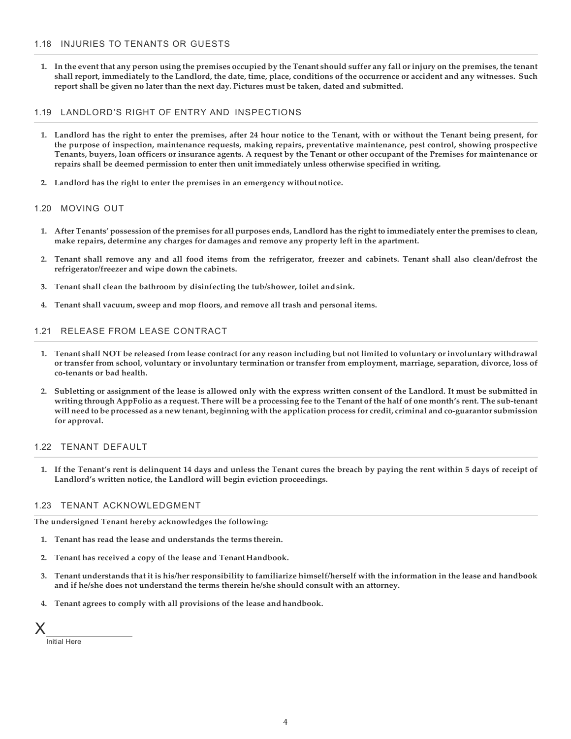## 1.18 INJURIES TO TENANTS OR GUESTS

1. **In the event that any person using the premises occupied by the Tenant should suffer any fall or injury on the premises, the tenant shall report, immediately to the Landlord, the date, time, place, conditions of the occurrence or accident and any witnesses. Such report shall be given no later than the next day. Pictures must be taken, dated and submitted.**

## 1.19 LANDLORD'S RIGHT OF ENTRY AND INSPECTIONS

1. **Landlord has the right to enter the premises, after 24 hour notice to the Tenant, with or without the Tenant being present, for the purpose of inspection, maintenance requests, making repairs, preventative maintenance, pest control, showing prospective Tenants, buyers, loan officers or insurance agents. A request by the Tenant or other occupant of the Premises for maintenance or repairs shall be deemed permission to enter then unit immediately unless otherwise specified in writing.**

2. **Landlord has the right to enter the premises in an emergency without notice.**

## 1.20 MOVING OUT

1. **After Tenants' possession of the premises for all purposes ends, Landlord has the right to immediately enter the premises to clean, make repairs, determine any charges for damages and remove any property left in the apartment.**

2. **Tenant shall remove any and all food items from the refrigerator, freezer and cabinets. Tenant shall also clean/defrost the refrigerator/freezer and wipe down the cabinets.**

3. **Tenant shall clean the bathroom by disinfecting the tub/shower, toilet and sink.**

4. **Tenant shall vacuum, sweep and mop floors, and remove all trash and personal items.**

## 1.21 RELEASE FROM LEASE CONTRACT

1. **Tenant shall NOT be released from lease contract for any reason including but not limited to voluntary or involuntary withdrawal or transfer from school, voluntary or involuntary termination or transfer from employment, marriage, separation, divorce, loss of co-tenants or bad health.**

2. **Subletting or assignment of the lease is allowed only with the express written consent of the Landlord. It must be submitted in writing through AppFolio as a request. There will be a processing fee to the Tenant of the half of one month's rent. The sub-tenant will need to be processed as a new tenant, beginning with the application process for credit, criminal and co-guarantor submission for approval.**

## 1.22 TENANT DEFAULT

1. **If the Tenant's rent is delinquent 14 days and unless the Tenant cures the breach by paying the rent within 5 days of receipt of Landlord's written notice, the Landlord will begin eviction proceedings.**

## 1.23 TENANT ACKNOWLEDGMENT

**The undersigned Tenant hereby acknowledges the following:**

1. **Tenant has read the lease and understands the terms therein.**

2. **Tenant has received a copy of the lease and Tenant Handbook.**

3. **Tenant understands that it is his/her responsibility to familiarize himself/herself with the information in the lease and handbook and if he/she does not understand the terms therein he/she should consult with an attorney.**

4. **Tenant agrees to comply with all provisions of the lease and handbook.**

X________________

Initial Here